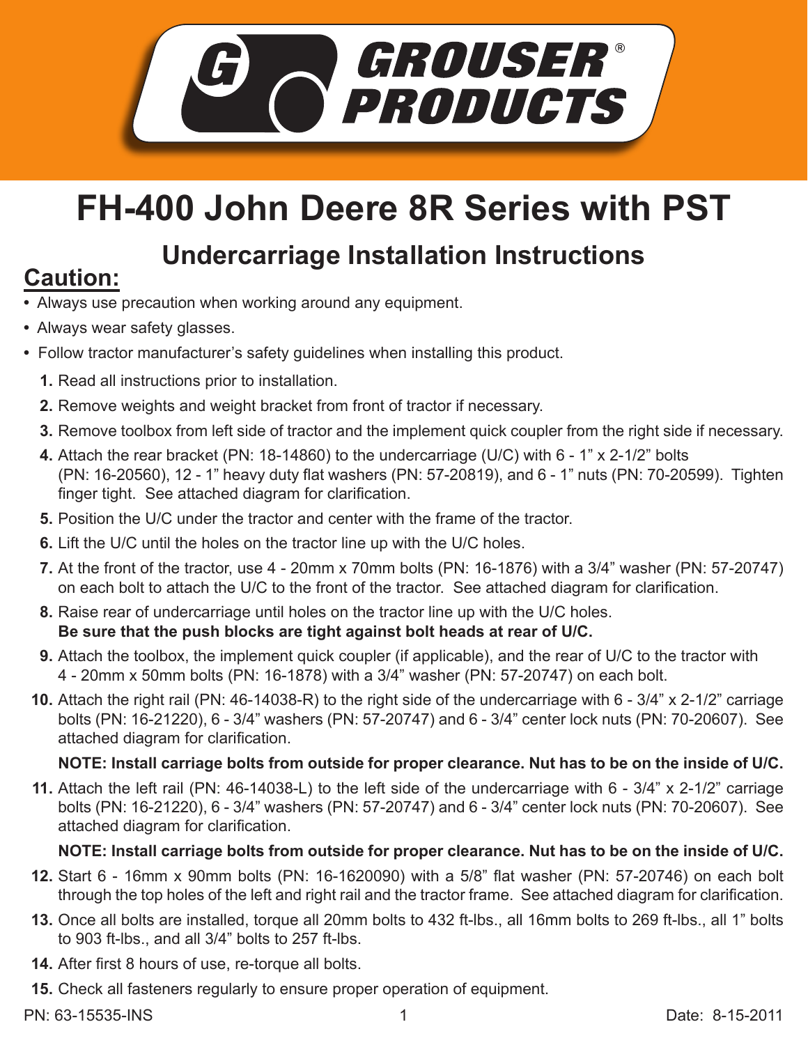# GROUSER® PRODUCTS

# FH-400 John Deere 8R Series with PST

## Undercarriage Installation Instructions

## Caution:

- Always use precaution when working around any equipment.
- Always wear safety glasses.
- Follow tractor manufacturer's safety guidelines when installing this product.

1. Read all instructions prior to installation.
2. Remove weights and weight bracket from front of tractor if necessary.
3. Remove toolbox from left side of tractor and the implement quick coupler from the right side if necessary.
4. Attach the rear bracket (PN: 18-14860) to the undercarriage (U/C) with 6 - 1" x 2-1/2" bolts (PN: 16-20560), 12 - 1" heavy duty flat washers (PN: 57-20819), and 6 - 1" nuts (PN: 70-20599). Tighten finger tight. See attached diagram for clarification.
5. Position the U/C under the tractor and center with the frame of the tractor.
6. Lift the U/C until the holes on the tractor line up with the U/C holes.
7. At the front of the tractor, use 4 - 20mm x 70mm bolts (PN: 16-1876) with a 3/4" washer (PN: 57-20747) on each bolt to attach the U/C to the front of the tractor. See attached diagram for clarification.
8. Raise rear of undercarriage until holes on the tractor line up with the U/C holes. **Be sure that the push blocks are tight against bolt heads at rear of U/C.**
9. Attach the toolbox, the implement quick coupler (if applicable), and the rear of U/C to the tractor with 4 - 20mm x 50mm bolts (PN: 16-1878) with a 3/4" washer (PN: 57-20747) on each bolt.
10. Attach the right rail (PN: 46-14038-R) to the right side of the undercarriage with 6 - 3/4" x 2-1/2" carriage bolts (PN: 16-21220), 6 - 3/4" washers (PN: 57-20747) and 6 - 3/4" center lock nuts (PN: 70-20607). See attached diagram for clarification.

    **NOTE: Install carriage bolts from outside for proper clearance. Nut has to be on the inside of U/C.**

11. Attach the left rail (PN: 46-14038-L) to the left side of the undercarriage with 6 - 3/4" x 2-1/2" carriage bolts (PN: 16-21220), 6 - 3/4" washers (PN: 57-20747) and 6 - 3/4" center lock nuts (PN: 70-20607). See attached diagram for clarification.

    **NOTE: Install carriage bolts from outside for proper clearance. Nut has to be on the inside of U/C.**

12. Start 6 - 16mm x 90mm bolts (PN: 16-1620090) with a 5/8" flat washer (PN: 57-20746) on each bolt through the top holes of the left and right rail and the tractor frame. See attached diagram for clarification.
13. Once all bolts are installed, torque all 20mm bolts to 432 ft-lbs., all 16mm bolts to 269 ft-lbs., all 1" bolts to 903 ft-lbs., and all 3/4" bolts to 257 ft-lbs.
14. After first 8 hours of use, re-torque all bolts.
15. Check all fasteners regularly to ensure proper operation of equipment.

PN: 63-15535-INS

Date: 8-15-2011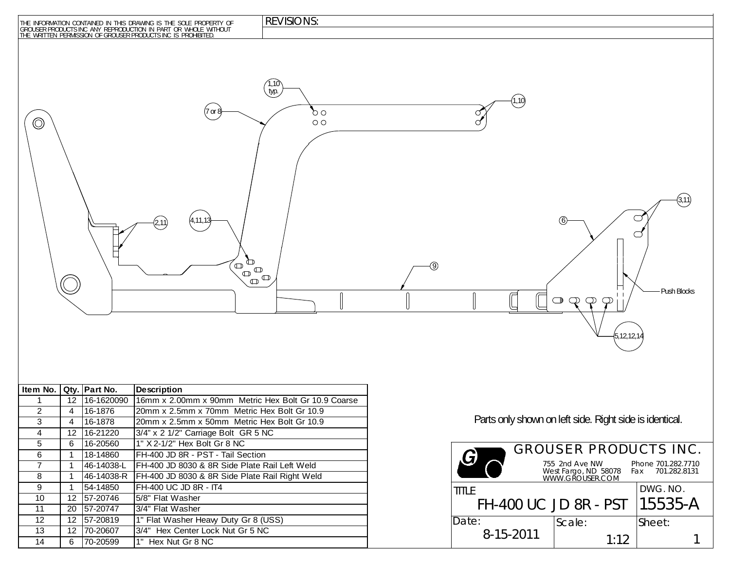THE INFORMATION CONTAINED IN THIS DRAWING IS THE SOLE PROPERTY OF GROUSER PRODUCTS INC ANY REPRODUCTION IN PART OR WHOLE WITHOUT THE WRITTEN PERMISSION OF GROUSER PRODUCTS INC IS PROHIBITED.

REVISIONS:

1,10 typ.

1,10

7 or 8

3,11

2,11

4,11,13

6

9

Push Blocks

5,12,12,14

| Item No. | Qty. | Part No. | Description |
|---|---|---|---|
| 1 | 12 | 16-1620090 | 16mm x 2.00mm x 90mm Metric Hex Bolt Gr 10.9 Coarse |
| 2 | 4 | 16-1876 | 20mm x 2.5mm x 70mm Metric Hex Bolt Gr 10.9 |
| 3 | 4 | 16-1878 | 20mm x 2.5mm x 50mm Metric Hex Bolt Gr 10.9 |
| 4 | 12 | 16-21220 | 3/4" x 2 1/2" Carriage Bolt GR 5 NC |
| 5 | 6 | 16-20560 | 1" X 2-1/2" Hex Bolt Gr 8 NC |
| 6 | 1 | 18-14860 | FH-400 JD 8R - PST - Tail Section |
| 7 | 1 | 46-14038-L | FH-400 JD 8030 & 8R Side Plate Rail Left Weld |
| 8 | 1 | 46-14038-R | FH-400 JD 8030 & 8R Side Plate Rail Right Weld |
| 9 | 1 | 54-14850 | FH-400 UC JD 8R - IT4 |
| 10 | 12 | 57-20746 | 5/8" Flat Washer |
| 11 | 20 | 57-20747 | 3/4" Flat Washer |
| 12 | 12 | 57-20819 | 1" Flat Washer Heavy Duty Gr 8 (USS) |
| 13 | 12 | 70-20607 | 3/4" Hex Center Lock Nut Gr 5 NC |
| 14 | 6 | 70-20599 | 1" Hex Nut Gr 8 NC |

Parts only shown on left side. Right side is identical.

GROUSER PRODUCTS INC.

755 2nd Ave NW
West Fargo, ND 58078
WWW.GROUSER.COM

Phone 701.282.7710
Fax 701.282.8131

| TITLE | | DWG. NO. |
|---|---|---|
| FH-400 UC JD 8R - PST | | 15535-A |
| Date: 8-15-2011 | Scale: 1:12 | Sheet: 1 |